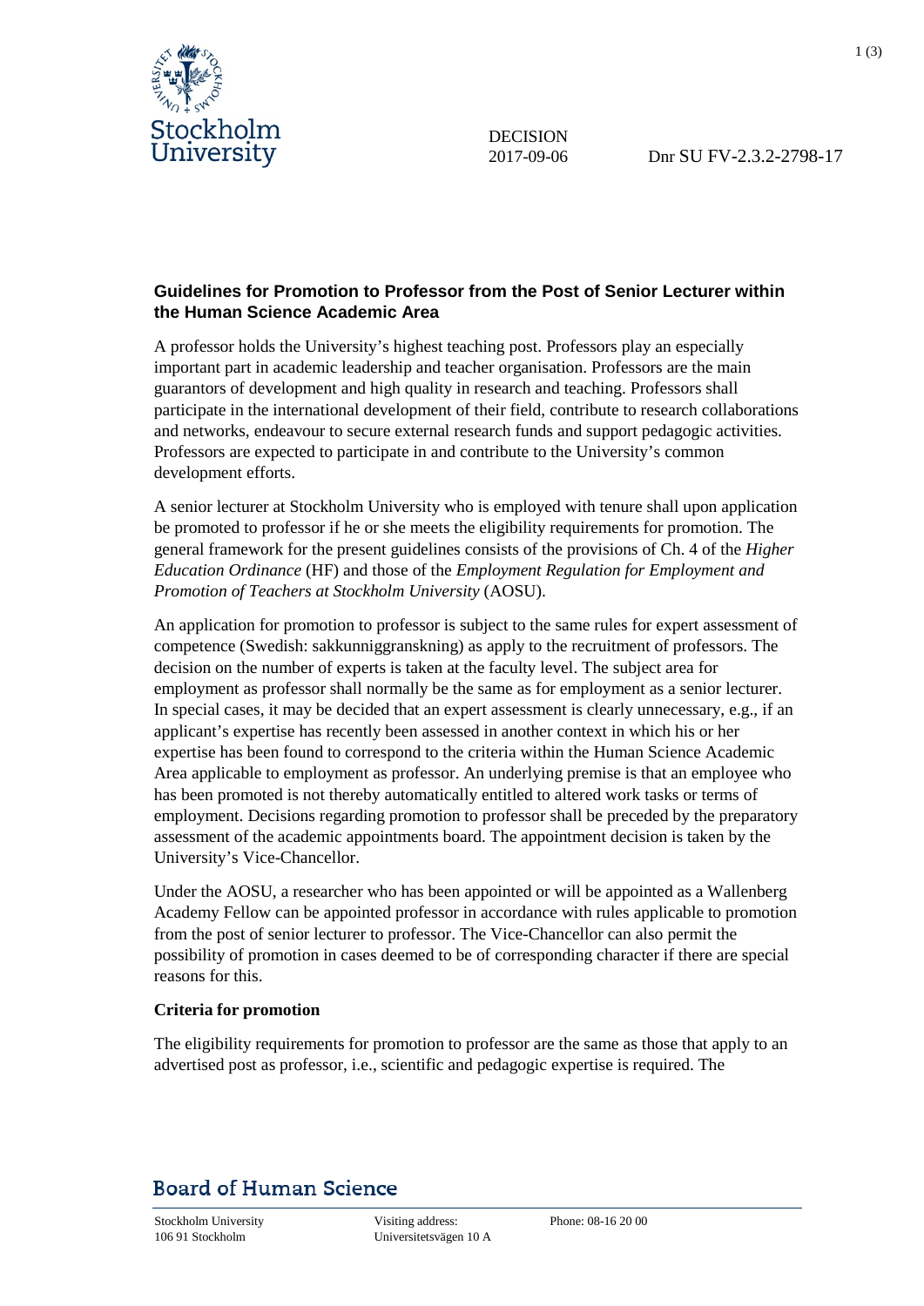DECISION
2017-09-06

Dnr SU FV-2.3.2-2798-17

**Guidelines for Promotion to Professor from the Post of Senior Lecturer within the Human Science Academic Area**

A professor holds the University's highest teaching post. Professors play an especially important part in academic leadership and teacher organisation. Professors are the main guarantors of development and high quality in research and teaching. Professors shall participate in the international development of their field, contribute to research collaborations and networks, endeavour to secure external research funds and support pedagogic activities. Professors are expected to participate in and contribute to the University's common development efforts.

A senior lecturer at Stockholm University who is employed with tenure shall upon application be promoted to professor if he or she meets the eligibility requirements for promotion. The general framework for the present guidelines consists of the provisions of Ch. 4 of the *Higher Education Ordinance* (HF) and those of the *Employment Regulation for Employment and Promotion of Teachers at Stockholm University* (AOSU).

An application for promotion to professor is subject to the same rules for expert assessment of competence (Swedish: sakkunniggranskning) as apply to the recruitment of professors. The decision on the number of experts is taken at the faculty level. The subject area for employment as professor shall normally be the same as for employment as a senior lecturer. In special cases, it may be decided that an expert assessment is clearly unnecessary, e.g., if an applicant's expertise has recently been assessed in another context in which his or her expertise has been found to correspond to the criteria within the Human Science Academic Area applicable to employment as professor. An underlying premise is that an employee who has been promoted is not thereby automatically entitled to altered work tasks or terms of employment. Decisions regarding promotion to professor shall be preceded by the preparatory assessment of the academic appointments board. The appointment decision is taken by the University's Vice-Chancellor.

Under the AOSU, a researcher who has been appointed or will be appointed as a Wallenberg Academy Fellow can be appointed professor in accordance with rules applicable to promotion from the post of senior lecturer to professor. The Vice-Chancellor can also permit the possibility of promotion in cases deemed to be of corresponding character if there are special reasons for this.

**Criteria for promotion**

The eligibility requirements for promotion to professor are the same as those that apply to an advertised post as professor, i.e., scientific and pedagogic expertise is required. The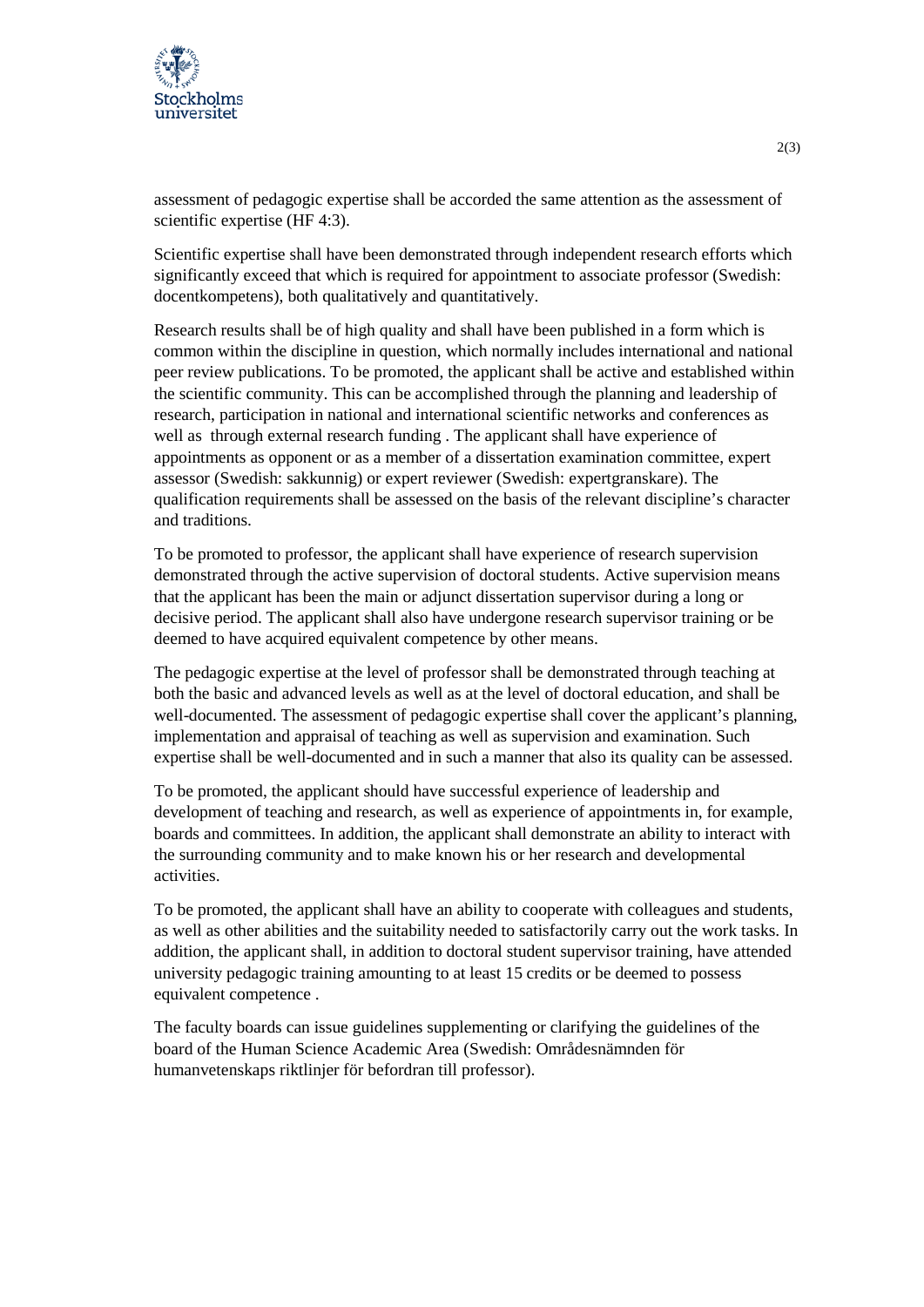assessment of pedagogic expertise shall be accorded the same attention as the assessment of scientific expertise (HF 4:3).

Scientific expertise shall have been demonstrated through independent research efforts which significantly exceed that which is required for appointment to associate professor (Swedish: docentkompetens), both qualitatively and quantitatively.

Research results shall be of high quality and shall have been published in a form which is common within the discipline in question, which normally includes international and national peer review publications. To be promoted, the applicant shall be active and established within the scientific community. This can be accomplished through the planning and leadership of research, participation in national and international scientific networks and conferences as well as through external research funding . The applicant shall have experience of appointments as opponent or as a member of a dissertation examination committee, expert assessor (Swedish: sakkunnig) or expert reviewer (Swedish: expertgranskare). The qualification requirements shall be assessed on the basis of the relevant discipline's character and traditions.

To be promoted to professor, the applicant shall have experience of research supervision demonstrated through the active supervision of doctoral students. Active supervision means that the applicant has been the main or adjunct dissertation supervisor during a long or decisive period. The applicant shall also have undergone research supervisor training or be deemed to have acquired equivalent competence by other means.

The pedagogic expertise at the level of professor shall be demonstrated through teaching at both the basic and advanced levels as well as at the level of doctoral education, and shall be well-documented. The assessment of pedagogic expertise shall cover the applicant's planning, implementation and appraisal of teaching as well as supervision and examination. Such expertise shall be well-documented and in such a manner that also its quality can be assessed.

To be promoted, the applicant should have successful experience of leadership and development of teaching and research, as well as experience of appointments in, for example, boards and committees. In addition, the applicant shall demonstrate an ability to interact with the surrounding community and to make known his or her research and developmental activities.

To be promoted, the applicant shall have an ability to cooperate with colleagues and students, as well as other abilities and the suitability needed to satisfactorily carry out the work tasks. In addition, the applicant shall, in addition to doctoral student supervisor training, have attended university pedagogic training amounting to at least 15 credits or be deemed to possess equivalent competence .

The faculty boards can issue guidelines supplementing or clarifying the guidelines of the board of the Human Science Academic Area (Swedish: Områdesnämnden för humanvetenskaps riktlinjer för befordran till professor).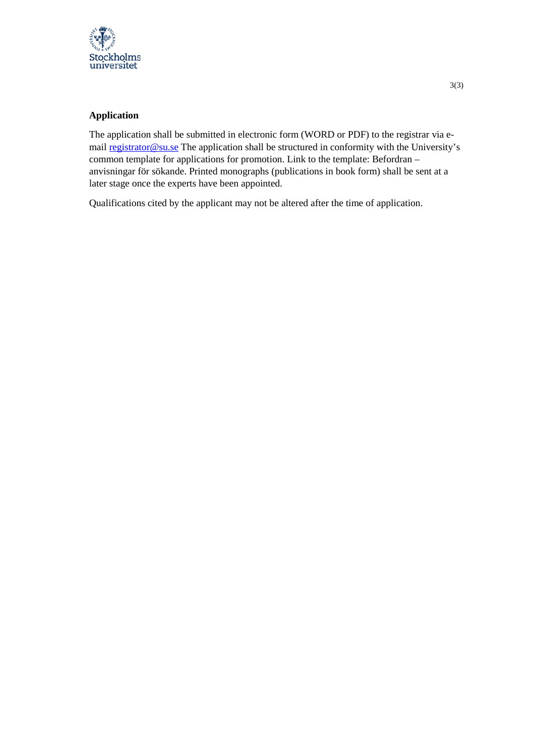**Application**

The application shall be submitted in electronic form (WORD or PDF) to the registrar via e-mail [registrator@su.se](mailto:registrator@su.se) The application shall be structured in conformity with the University's common template for applications for promotion. Link to the template: Befordran – anvisningar för sökande. Printed monographs (publications in book form) shall be sent at a later stage once the experts have been appointed.

Qualifications cited by the applicant may not be altered after the time of application.